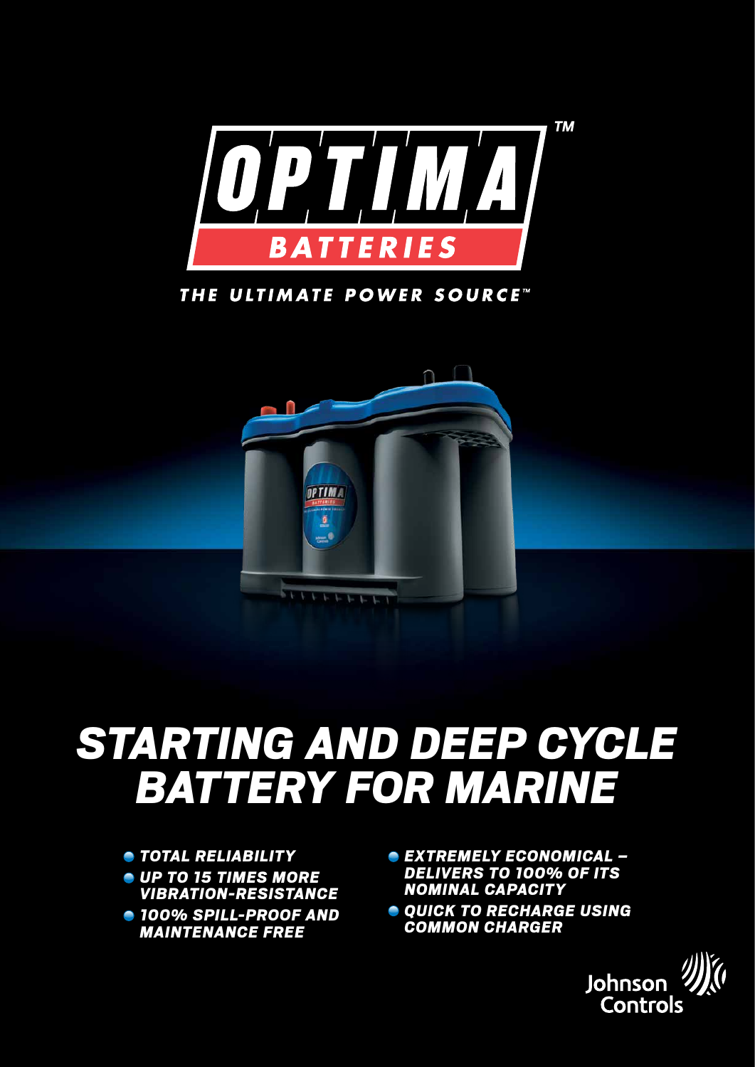# OPTIMA™ BATTERIES

THE ULTIMATE POWER SOURCE™

# STARTING AND DEEP CYCLE BATTERY FOR MARINE

- TOTAL RELIABILITY
- UP TO 15 TIMES MORE VIBRATION-RESISTANCE
- 100% SPILL-PROOF AND MAINTENANCE FREE
- EXTREMELY ECONOMICAL – DELIVERS TO 100% OF ITS NOMINAL CAPACITY
- QUICK TO RECHARGE USING COMMON CHARGER

Johnson Controls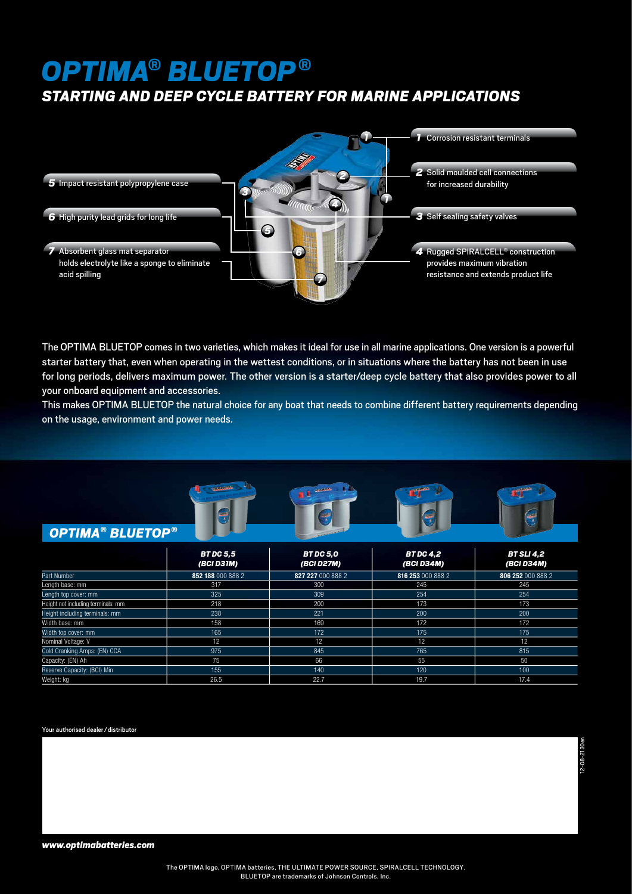# OPTIMA® BLUETOP®

## STARTING AND DEEP CYCLE BATTERY FOR MARINE APPLICATIONS

1. Corrosion resistant terminals
2. Solid moulded cell connections for increased durability
3. Self sealing safety valves
4. Rugged SPIRALCELL® construction provides maximum vibration resistance and extends product life
5. Impact resistant polypropylene case
6. High purity lead grids for long life
7. Absorbent glass mat separator holds electrolyte like a sponge to eliminate acid spilling

The OPTIMA BLUETOP comes in two varieties, which makes it ideal for use in all marine applications. One version is a powerful starter battery that, even when operating in the wettest conditions, or in situations where the battery has not been in use for long periods, delivers maximum power. The other version is a starter/deep cycle battery that also provides power to all your onboard equipment and accessories.

This makes OPTIMA BLUETOP the natural choice for any boat that needs to combine different battery requirements depending on the usage, environment and power needs.

### *OPTIMA® BLUETOP®*

| | ***BT DC 5,5 (BCI D31M)*** | ***BT DC 5,0 (BCI D27M)*** | ***BT DC 4,2 (BCI D34M)*** | ***BT SLI 4,2 (BCI D34M)*** |
|---|---|---|---|---|
| Part Number | **852 188** 000 888 2 | **827 227** 000 888 2 | **816 253** 000 888 2 | **806 252** 000 888 2 |
| Length base: mm | 317 | 300 | 245 | 245 |
| Length top cover: mm | 325 | 309 | 254 | 254 |
| Height not including terminals: mm | 218 | 200 | 173 | 173 |
| Height including terminals: mm | 238 | 221 | 200 | 200 |
| Width base: mm | 158 | 169 | 172 | 172 |
| Width top cover: mm | 165 | 172 | 175 | 175 |
| Nominal Voltage: V | 12 | 12 | 12 | 12 |
| Cold Cranking Amps: (EN) CCA | 975 | 845 | 765 | 815 |
| Capacity: (EN) Ah | 75 | 66 | 55 | 50 |
| Reserve Capacity: (BCI) Min | 155 | 140 | 120 | 100 |
| Weight: kg | 26.5 | 22.7 | 19.7 | 17.4 |

Your authorised dealer / distributor

12-08-2130 en

***www.optimabatteries.com***

The OPTIMA logo, OPTIMA batteries, THE ULTIMATE POWER SOURCE, SPIRALCELL TECHNOLOGY, BLUETOP are trademarks of Johnson Controls, Inc.